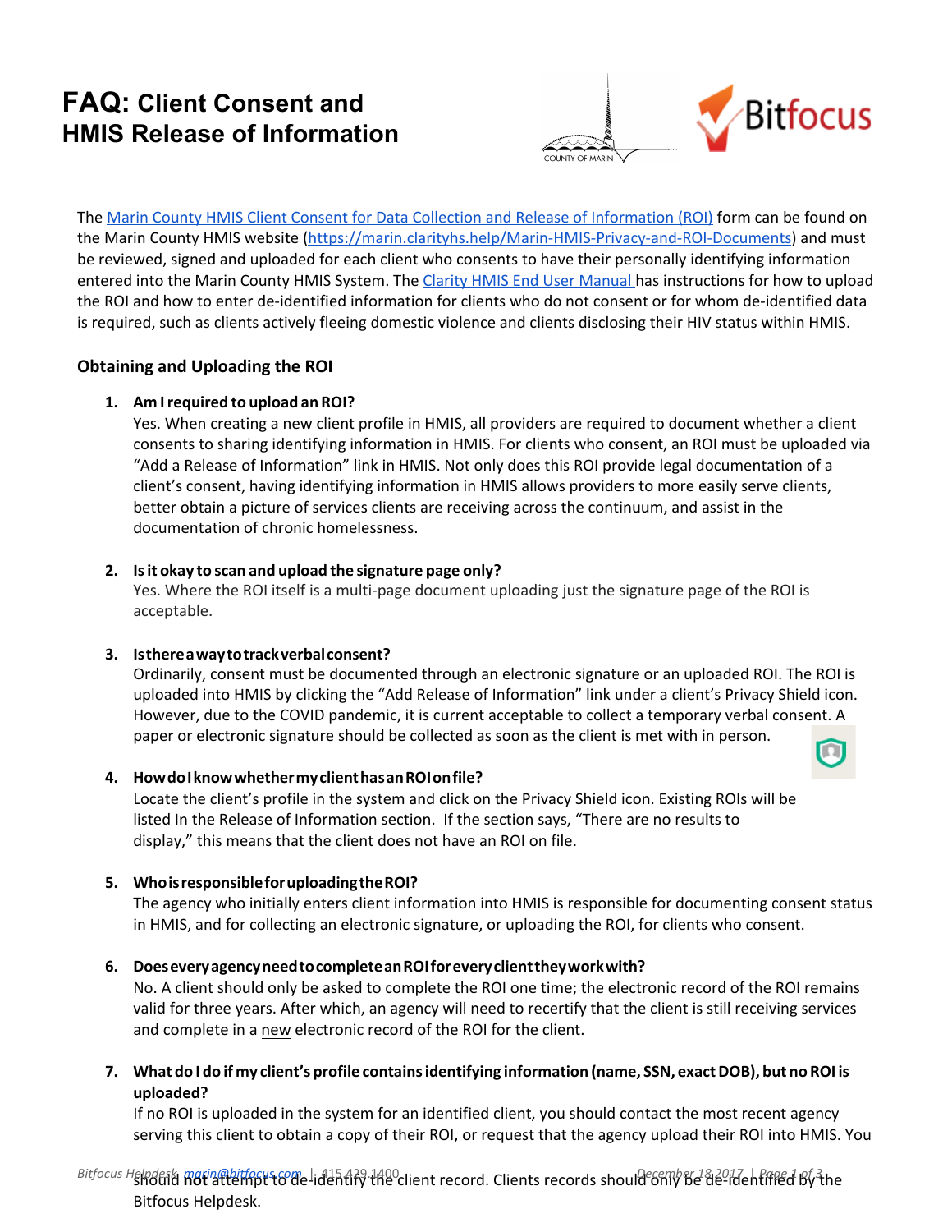# FAQ: Client Consent and HMIS Release of Information

The [Marin County HMIS Client Consent for Data Collection and Release of Information (ROI)](https://marin.clarityhs.help/Marin-HMIS-Privacy-and-ROI-Documents) form can be found on the Marin County HMIS website (https://marin.clarityhs.help/Marin-HMIS-Privacy-and-ROI-Documents) and must be reviewed, signed and uploaded for each client who consents to have their personally identifying information entered into the Marin County HMIS System. The Clarity HMIS End User Manual has instructions for how to upload the ROI and how to enter de-identified information for clients who do not consent or for whom de-identified data is required, such as clients actively fleeing domestic violence and clients disclosing their HIV status within HMIS.

## Obtaining and Uploading the ROI

1. **Am I required to upload an ROI?**
   Yes. When creating a new client profile in HMIS, all providers are required to document whether a client consents to sharing identifying information in HMIS. For clients who consent, an ROI must be uploaded via "Add a Release of Information" link in HMIS. Not only does this ROI provide legal documentation of a client's consent, having identifying information in HMIS allows providers to more easily serve clients, better obtain a picture of services clients are receiving across the continuum, and assist in the documentation of chronic homelessness.

2. **Is it okay to scan and upload the signature page only?**
   Yes. Where the ROI itself is a multi-page document uploading just the signature page of the ROI is acceptable.

3. **Is there a way to track verbal consent?**
   Ordinarily, consent must be documented through an electronic signature or an uploaded ROI. The ROI is uploaded into HMIS by clicking the "Add Release of Information" link under a client's Privacy Shield icon. However, due to the COVID pandemic, it is current acceptable to collect a temporary verbal consent. A paper or electronic signature should be collected as soon as the client is met with in person.

4. **How do I know whether my client has an ROI on file?**
   Locate the client's profile in the system and click on the Privacy Shield icon. Existing ROIs will be listed In the Release of Information section. If the section says, "There are no results to display," this means that the client does not have an ROI on file.

5. **Who is responsible for uploading the ROI?**
   The agency who initially enters client information into HMIS is responsible for documenting consent status in HMIS, and for collecting an electronic signature, or uploading the ROI, for clients who consent.

6. **Does every agency need to complete an ROI for every client they work with?**
   No. A client should only be asked to complete the ROI one time; the electronic record of the ROI remains valid for three years. After which, an agency will need to recertify that the client is still receiving services and complete in a new electronic record of the ROI for the client.

7. **What do I do if my client's profile contains identifying information (name, SSN, exact DOB), but no ROI is uploaded?**
   If no ROI is uploaded in the system for an identified client, you should contact the most recent agency serving this client to obtain a copy of their ROI, or request that the agency upload their ROI into HMIS. You should **not** attempt to de-identify the client record. Clients records should only be de-identified by the Bitfocus Helpdesk.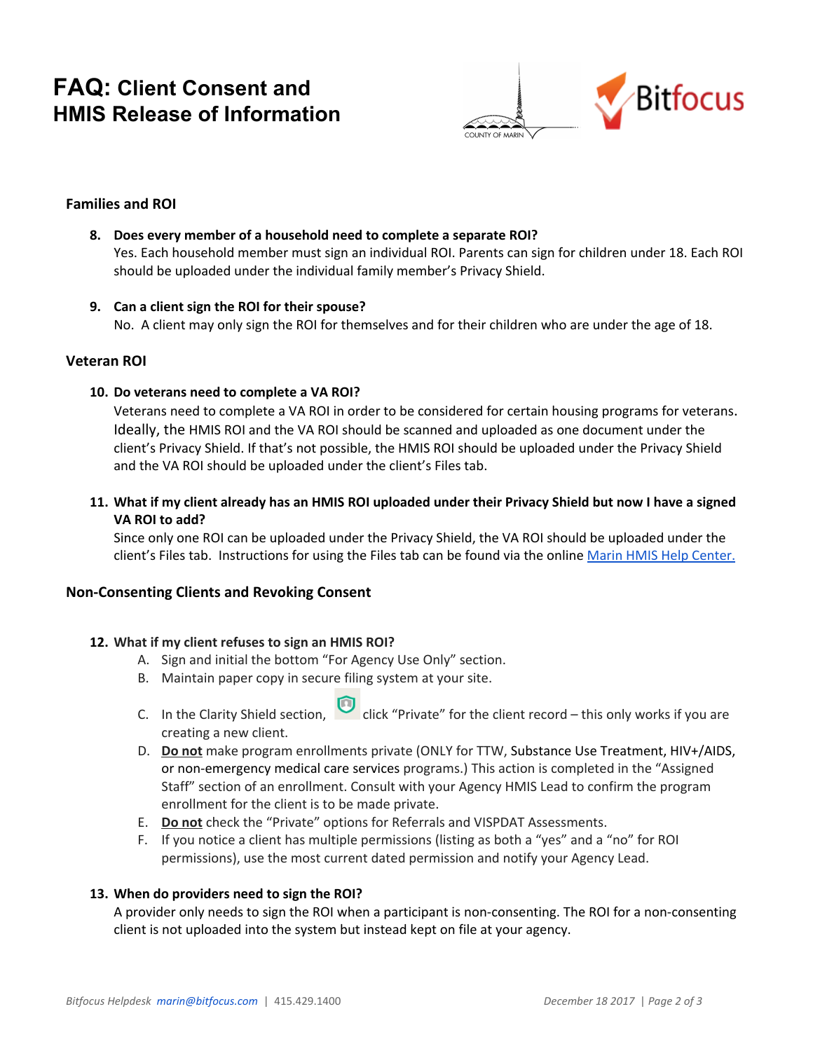# FAQ: Client Consent and HMIS Release of Information

## Families and ROI

8. **Does every member of a household need to complete a separate ROI?**
   Yes. Each household member must sign an individual ROI. Parents can sign for children under 18. Each ROI should be uploaded under the individual family member's Privacy Shield.

9. **Can a client sign the ROI for their spouse?**
   No. A client may only sign the ROI for themselves and for their children who are under the age of 18.

## Veteran ROI

10. **Do veterans need to complete a VA ROI?**
    Veterans need to complete a VA ROI in order to be considered for certain housing programs for veterans. Ideally, the HMIS ROI and the VA ROI should be scanned and uploaded as one document under the client's Privacy Shield. If that's not possible, the HMIS ROI should be uploaded under the Privacy Shield and the VA ROI should be uploaded under the client's Files tab.

11. **What if my client already has an HMIS ROI uploaded under their Privacy Shield but now I have a signed VA ROI to add?**
    Since only one ROI can be uploaded under the Privacy Shield, the VA ROI should be uploaded under the client's Files tab. Instructions for using the Files tab can be found via the online [Marin HMIS Help Center.](#)

## Non-Consenting Clients and Revoking Consent

12. **What if my client refuses to sign an HMIS ROI?**
    A. Sign and initial the bottom "For Agency Use Only" section.
    B. Maintain paper copy in secure filing system at your site.
    C. In the Clarity Shield section, click "Private" for the client record – this only works if you are creating a new client.
    D. **Do not** make program enrollments private (ONLY for TTW, Substance Use Treatment, HIV+/AIDS, or non-emergency medical care services programs.) This action is completed in the "Assigned Staff" section of an enrollment. Consult with your Agency HMIS Lead to confirm the program enrollment for the client is to be made private.
    E. **Do not** check the "Private" options for Referrals and VISPDAT Assessments.
    F. If you notice a client has multiple permissions (listing as both a "yes" and a "no" for ROI permissions), use the most current dated permission and notify your Agency Lead.

13. **When do providers need to sign the ROI?**
    A provider only needs to sign the ROI when a participant is non-consenting. The ROI for a non-consenting client is not uploaded into the system but instead kept on file at your agency.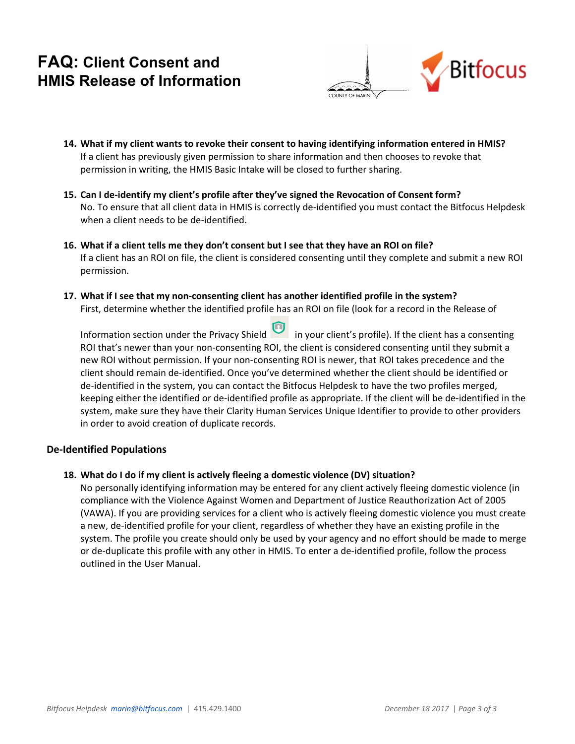# FAQ: Client Consent and HMIS Release of Information

14. **What if my client wants to revoke their consent to having identifying information entered in HMIS?**
    If a client has previously given permission to share information and then chooses to revoke that permission in writing, the HMIS Basic Intake will be closed to further sharing.

15. **Can I de-identify my client's profile after they've signed the Revocation of Consent form?**
    No. To ensure that all client data in HMIS is correctly de-identified you must contact the Bitfocus Helpdesk when a client needs to be de-identified.

16. **What if a client tells me they don't consent but I see that they have an ROI on file?**
    If a client has an ROI on file, the client is considered consenting until they complete and submit a new ROI permission.

17. **What if I see that my non-consenting client has another identified profile in the system?**
    First, determine whether the identified profile has an ROI on file (look for a record in the Release of Information section under the Privacy Shield in your client's profile). If the client has a consenting ROI that's newer than your non-consenting ROI, the client is considered consenting until they submit a new ROI without permission. If your non-consenting ROI is newer, that ROI takes precedence and the client should remain de-identified. Once you've determined whether the client should be identified or de-identified in the system, you can contact the Bitfocus Helpdesk to have the two profiles merged, keeping either the identified or de-identified profile as appropriate. If the client will be de-identified in the system, make sure they have their Clarity Human Services Unique Identifier to provide to other providers in order to avoid creation of duplicate records.

## De-Identified Populations

18. **What do I do if my client is actively fleeing a domestic violence (DV) situation?**
    No personally identifying information may be entered for any client actively fleeing domestic violence (in compliance with the Violence Against Women and Department of Justice Reauthorization Act of 2005 (VAWA). If you are providing services for a client who is actively fleeing domestic violence you must create a new, de-identified profile for your client, regardless of whether they have an existing profile in the system. The profile you create should only be used by your agency and no effort should be made to merge or de-duplicate this profile with any other in HMIS. To enter a de-identified profile, follow the process outlined in the User Manual.